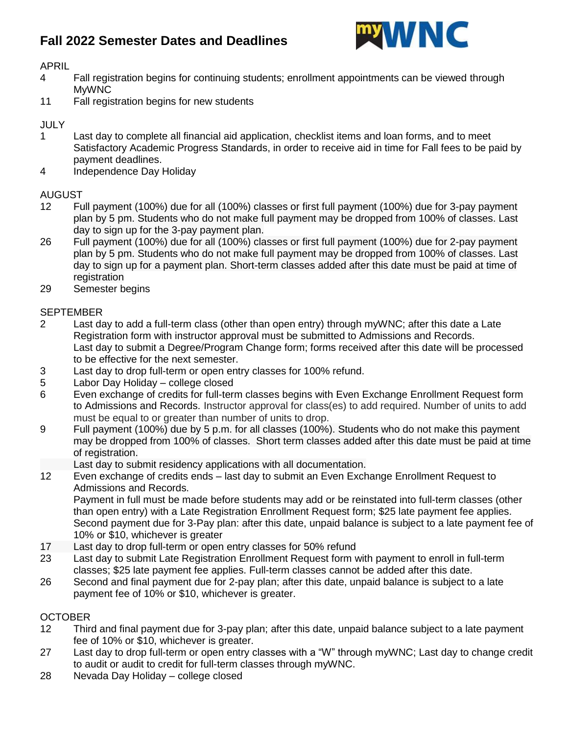# Fall 2022 Semester Dates and Deadlines

## APRIL

4 Fall registration begins for continuing students; enrollment appointments can be viewed through MyWNC

11 Fall registration begins for new students

## JULY

1 Last day to complete all financial aid application, checklist items and loan forms, and to meet Satisfactory Academic Progress Standards, in order to receive aid in time for Fall fees to be paid by payment deadlines.

4 Independence Day Holiday

## AUGUST

12 Full payment (100%) due for all (100%) classes or first full payment (100%) due for 3-pay payment plan by 5 pm. Students who do not make full payment may be dropped from 100% of classes. Last day to sign up for the 3-pay payment plan.

26 Full payment (100%) due for all (100%) classes or first full payment (100%) due for 2-pay payment plan by 5 pm. Students who do not make full payment may be dropped from 100% of classes. Last day to sign up for a payment plan. Short-term classes added after this date must be paid at time of registration

29 Semester begins

## SEPTEMBER

2 Last day to add a full-term class (other than open entry) through myWNC; after this date a Late Registration form with instructor approval must be submitted to Admissions and Records.
Last day to submit a Degree/Program Change form; forms received after this date will be processed to be effective for the next semester.

3 Last day to drop full-term or open entry classes for 100% refund.

5 Labor Day Holiday – college closed

6 Even exchange of credits for full-term classes begins with Even Exchange Enrollment Request form to Admissions and Records. Instructor approval for class(es) to add required. Number of units to add must be equal to or greater than number of units to drop.

9 Full payment (100%) due by 5 p.m. for all classes (100%). Students who do not make this payment may be dropped from 100% of classes. Short term classes added after this date must be paid at time of registration.
Last day to submit residency applications with all documentation.

12 Even exchange of credits ends – last day to submit an Even Exchange Enrollment Request to Admissions and Records.
Payment in full must be made before students may add or be reinstated into full-term classes (other than open entry) with a Late Registration Enrollment Request form; $25 late payment fee applies.
Second payment due for 3-Pay plan: after this date, unpaid balance is subject to a late payment fee of 10% or $10, whichever is greater

17 Last day to drop full-term or open entry classes for 50% refund

23 Last day to submit Late Registration Enrollment Request form with payment to enroll in full-term classes; $25 late payment fee applies. Full-term classes cannot be added after this date.

26 Second and final payment due for 2-pay plan; after this date, unpaid balance is subject to a late payment fee of 10% or $10, whichever is greater.

## OCTOBER

12 Third and final payment due for 3-pay plan; after this date, unpaid balance subject to a late payment fee of 10% or $10, whichever is greater.

27 Last day to drop full-term or open entry classes with a "W" through myWNC; Last day to change credit to audit or audit to credit for full-term classes through myWNC.

28 Nevada Day Holiday – college closed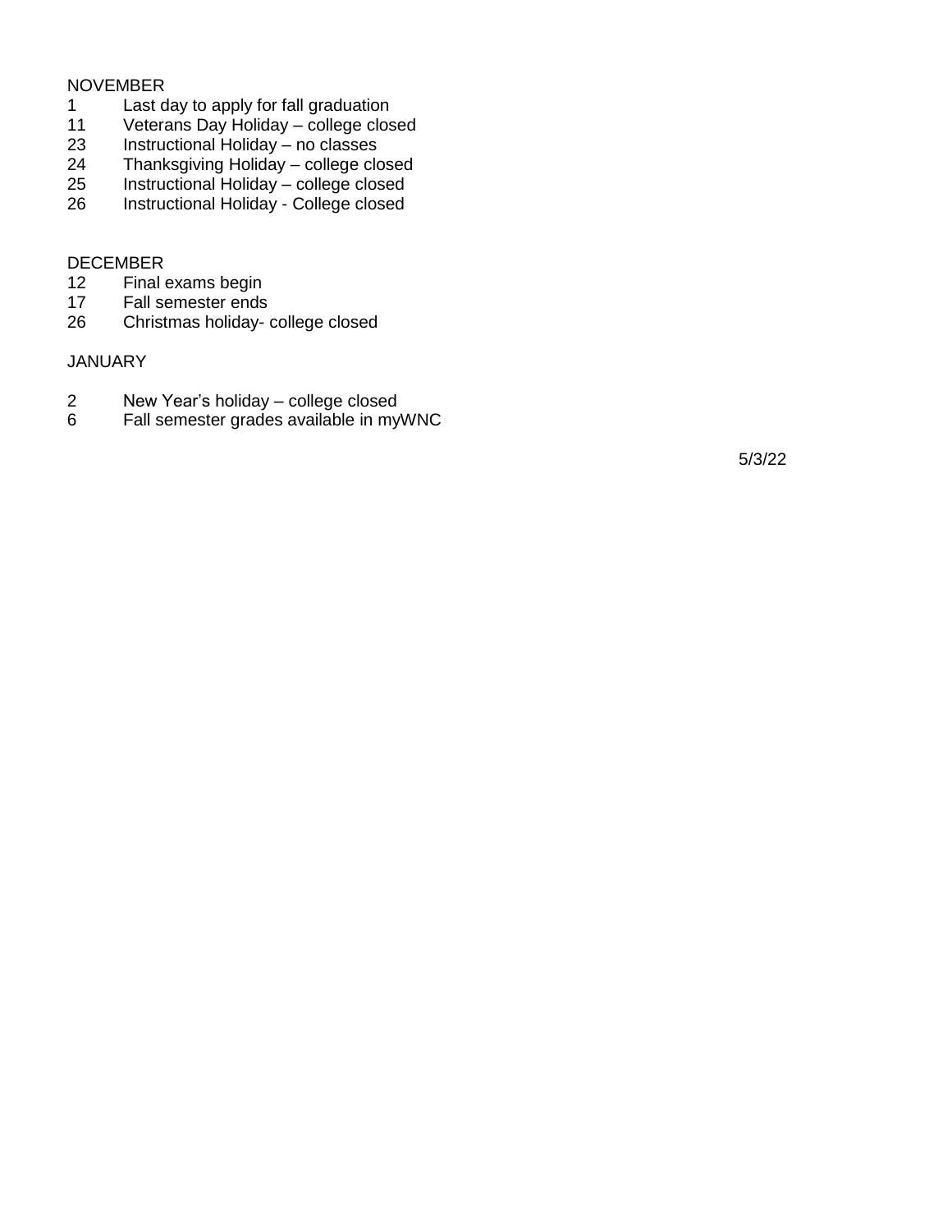NOVEMBER

1 Last day to apply for fall graduation
11 Veterans Day Holiday – college closed
23 Instructional Holiday – no classes
24 Thanksgiving Holiday – college closed
25 Instructional Holiday – college closed
26 Instructional Holiday - College closed

DECEMBER

12 Final exams begin
17 Fall semester ends
26 Christmas holiday- college closed

JANUARY

2 New Year's holiday – college closed
6 Fall semester grades available in myWNC

5/3/22